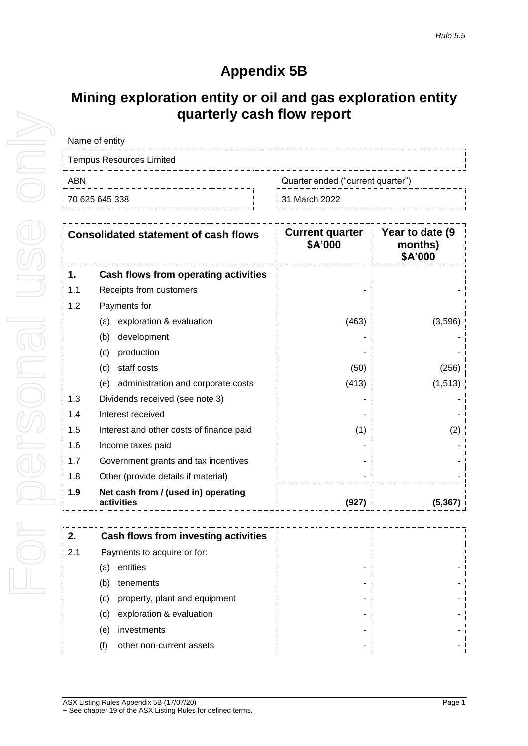*Rule 5.5*

# Appendix 5B

## Mining exploration entity or oil and gas exploration entity quarterly cash flow report

| Name of entity | |
|---|---|
| Tempus Resources Limited | |
| **ABN** | **Quarter ended ("current quarter")** |
| 70 625 645 338 | 31 March 2022 |

| | Consolidated statement of cash flows | Current quarter $A'000 | Year to date (9 months) $A'000 |
|---|---|---|---|
| **1.** | **Cash flows from operating activities** | | |
| 1.1 | Receipts from customers | - | - |
| 1.2 | Payments for | | |
| | (a) exploration & evaluation | (463) | (3,596) |
| | (b) development | - | - |
| | (c) production | - | - |
| | (d) staff costs | (50) | (256) |
| | (e) administration and corporate costs | (413) | (1,513) |
| 1.3 | Dividends received (see note 3) | - | - |
| 1.4 | Interest received | - | - |
| 1.5 | Interest and other costs of finance paid | (1) | (2) |
| 1.6 | Income taxes paid | - | - |
| 1.7 | Government grants and tax incentives | - | - |
| 1.8 | Other (provide details if material) | - | - |
| **1.9** | **Net cash from / (used in) operating activities** | **(927)** | **(5,367)** |

| | | | |
|---|---|---|---|
| **2.** | **Cash flows from investing activities** | | |
| 2.1 | Payments to acquire or for: | | |
| | (a) entities | - | - |
| | (b) tenements | - | - |
| | (c) property, plant and equipment | - | - |
| | (d) exploration & evaluation | - | - |
| | (e) investments | - | - |
| | (f) other non-current assets | - | - |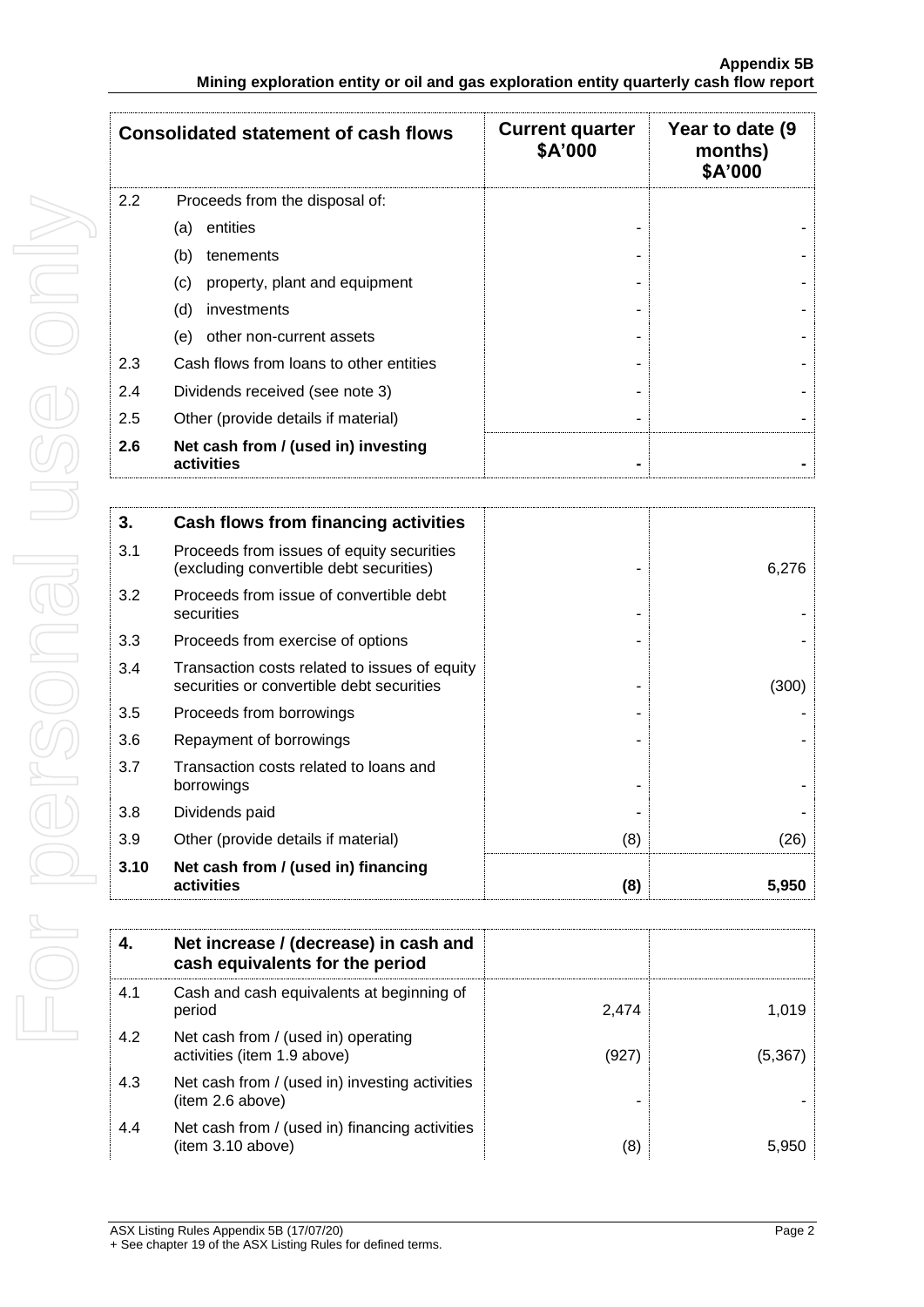| Consolidated statement of cash flows | | Current quarter $A'000 | Year to date (9 months) $A'000 |
|---|---|---|---|
| 2.2 | Proceeds from the disposal of: | | |
| | (a) entities | - | - |
| | (b) tenements | - | - |
| | (c) property, plant and equipment | - | - |
| | (d) investments | - | - |
| | (e) other non-current assets | - | - |
| 2.3 | Cash flows from loans to other entities | - | - |
| 2.4 | Dividends received (see note 3) | - | - |
| 2.5 | Other (provide details if material) | - | - |
| **2.6** | **Net cash from / (used in) investing activities** | **-** | **-** |

| **3.** | **Cash flows from financing activities** | | |
|---|---|---|---|
| 3.1 | Proceeds from issues of equity securities (excluding convertible debt securities) | - | 6,276 |
| 3.2 | Proceeds from issue of convertible debt securities | - | - |
| 3.3 | Proceeds from exercise of options | - | - |
| 3.4 | Transaction costs related to issues of equity securities or convertible debt securities | - | (300) |
| 3.5 | Proceeds from borrowings | - | - |
| 3.6 | Repayment of borrowings | - | - |
| 3.7 | Transaction costs related to loans and borrowings | - | - |
| 3.8 | Dividends paid | - | - |
| 3.9 | Other (provide details if material) | (8) | (26) |
| **3.10** | **Net cash from / (used in) financing activities** | **(8)** | **5,950** |

| **4.** | **Net increase / (decrease) in cash and cash equivalents for the period** | | |
|---|---|---|---|
| 4.1 | Cash and cash equivalents at beginning of period | 2,474 | 1,019 |
| 4.2 | Net cash from / (used in) operating activities (item 1.9 above) | (927) | (5,367) |
| 4.3 | Net cash from / (used in) investing activities (item 2.6 above) | - | - |
| 4.4 | Net cash from / (used in) financing activities (item 3.10 above) | (8) | 5,950 |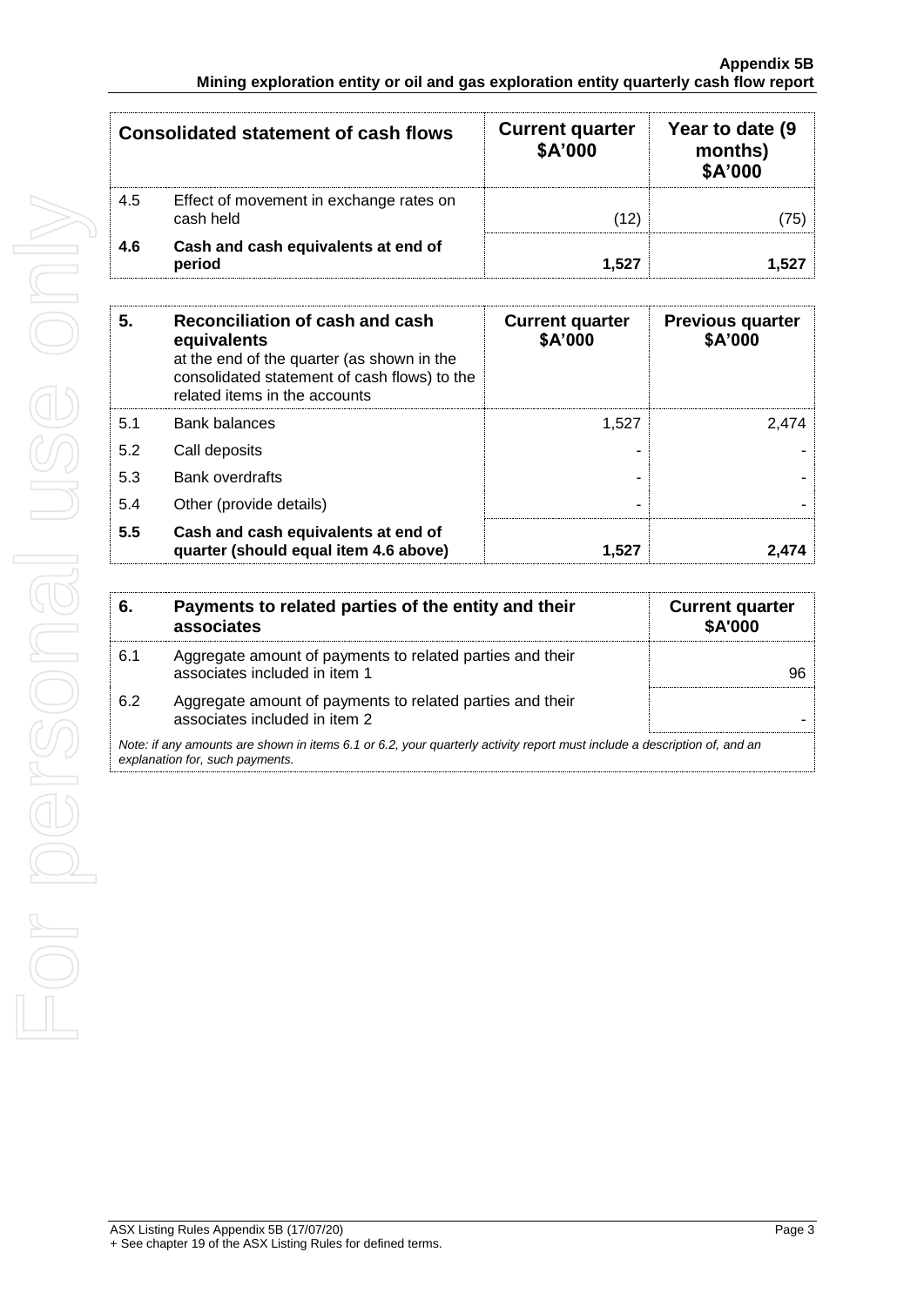| Consolidated statement of cash flows | | Current quarter $A'000 | Year to date (9 months) $A'000 |
|---|---|---|---|
| 4.5 | Effect of movement in exchange rates on cash held | (12) | (75) |
| **4.6** | **Cash and cash equivalents at end of period** | **1,527** | **1,527** |

| **5.** | **Reconciliation of cash and cash equivalents** at the end of the quarter (as shown in the consolidated statement of cash flows) to the related items in the accounts | **Current quarter $A'000** | **Previous quarter $A'000** |
|---|---|---|---|
| 5.1 | Bank balances | 1,527 | 2,474 |
| 5.2 | Call deposits | - | - |
| 5.3 | Bank overdrafts | - | - |
| 5.4 | Other (provide details) | - | - |
| **5.5** | **Cash and cash equivalents at end of quarter (should equal item 4.6 above)** | **1,527** | **2,474** |

| **6.** | **Payments to related parties of the entity and their associates** | **Current quarter $A'000** |
|---|---|---|
| 6.1 | Aggregate amount of payments to related parties and their associates included in item 1 | 96 |
| 6.2 | Aggregate amount of payments to related parties and their associates included in item 2 | - |

*Note: if any amounts are shown in items 6.1 or 6.2, your quarterly activity report must include a description of, and an explanation for, such payments.*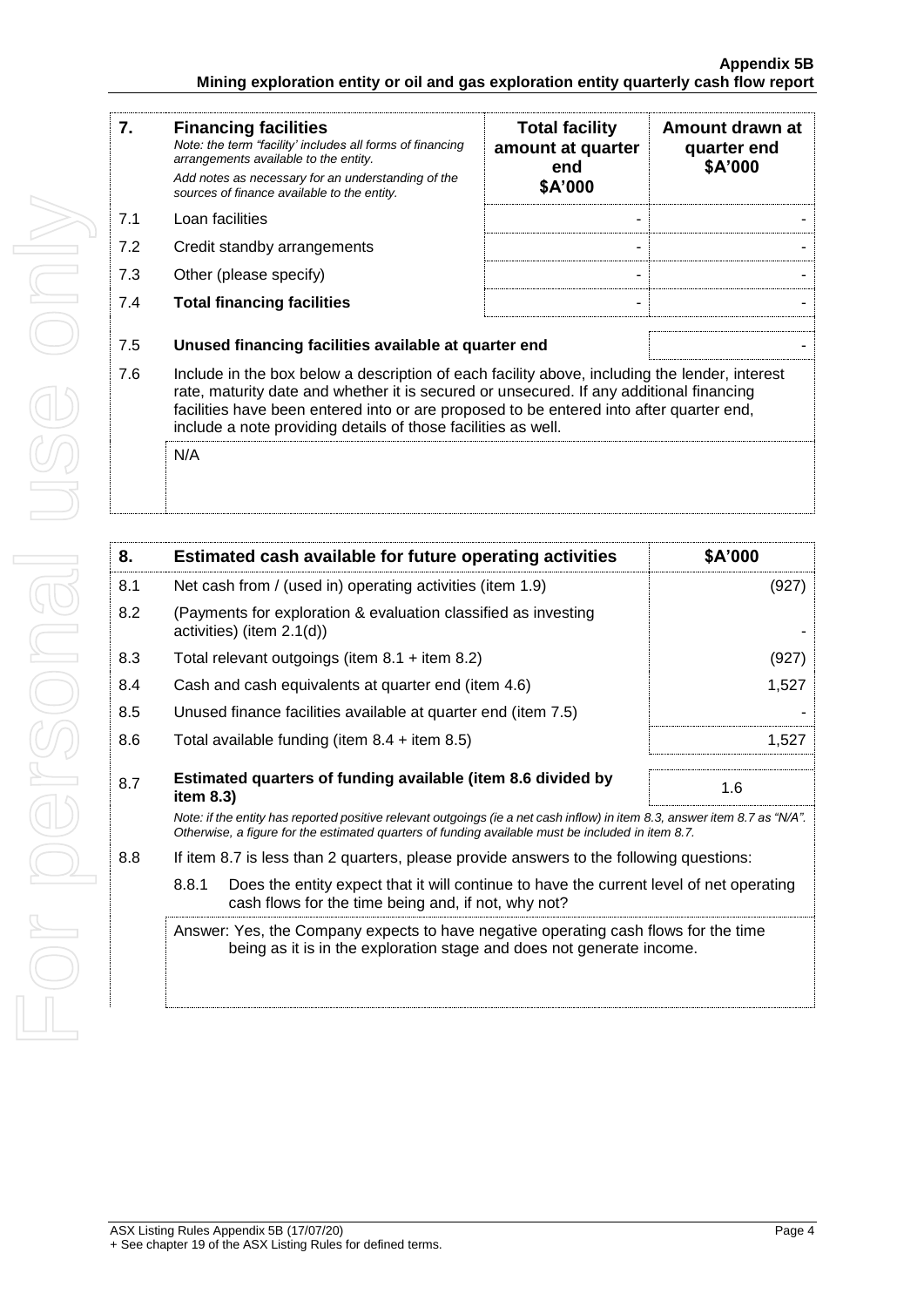| 7. | Financing facilities<br>*Note: the term "facility' includes all forms of financing arrangements available to the entity.*<br>*Add notes as necessary for an understanding of the sources of finance available to the entity.* | Total facility amount at quarter end<br>$A'000 | Amount drawn at quarter end<br>$A'000 |
|---|---|---|---|
| 7.1 | Loan facilities | - | - |
| 7.2 | Credit standby arrangements | - | - |
| 7.3 | Other (please specify) | - | - |
| 7.4 | **Total financing facilities** | - | - |

| | | |
|---|---|---|
| 7.5 | **Unused financing facilities available at quarter end** | - |
| 7.6 | Include in the box below a description of each facility above, including the lender, interest rate, maturity date and whether it is secured or unsecured. If any additional financing facilities have been entered into or are proposed to be entered into after quarter end, include a note providing details of those facilities as well. | |
| | N/A | |

| 8. | Estimated cash available for future operating activities | $A'000 |
|---|---|---|
| 8.1 | Net cash from / (used in) operating activities (item 1.9) | (927) |
| 8.2 | (Payments for exploration & evaluation classified as investing activities) (item 2.1(d)) | - |
| 8.3 | Total relevant outgoings (item 8.1 + item 8.2) | (927) |
| 8.4 | Cash and cash equivalents at quarter end (item 4.6) | 1,527 |
| 8.5 | Unused finance facilities available at quarter end (item 7.5) | - |
| 8.6 | Total available funding (item 8.4 + item 8.5) | 1,527 |
| 8.7 | **Estimated quarters of funding available (item 8.6 divided by item 8.3)** | 1.6 |

*Note: if the entity has reported positive relevant outgoings (ie a net cash inflow) in item 8.3, answer item 8.7 as "N/A". Otherwise, a figure for the estimated quarters of funding available must be included in item 8.7.*

8.8 If item 8.7 is less than 2 quarters, please provide answers to the following questions:

8.8.1 Does the entity expect that it will continue to have the current level of net operating cash flows for the time being and, if not, why not?

Answer: Yes, the Company expects to have negative operating cash flows for the time being as it is in the exploration stage and does not generate income.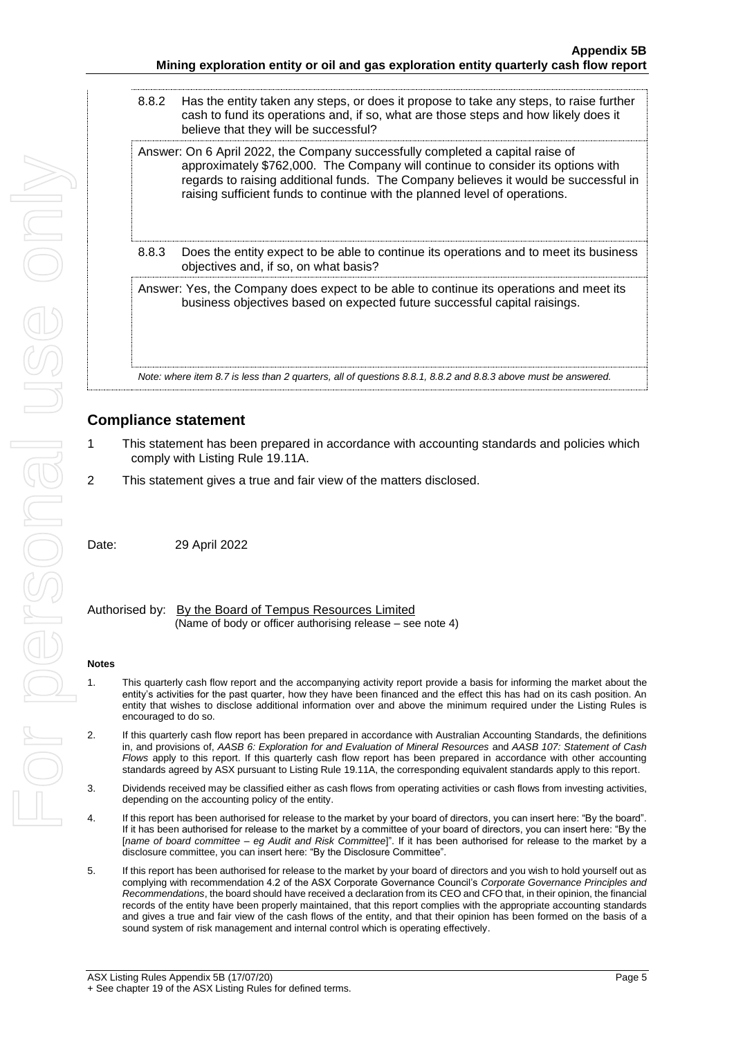| | |
|---|---|
| 8.8.2 | Has the entity taken any steps, or does it propose to take any steps, to raise further cash to fund its operations and, if so, what are those steps and how likely does it believe that they will be successful? |
| Answer: | On 6 April 2022, the Company successfully completed a capital raise of approximately $762,000. The Company will continue to consider its options with regards to raising additional funds. The Company believes it would be successful in raising sufficient funds to continue with the planned level of operations. |
| 8.8.3 | Does the entity expect to be able to continue its operations and to meet its business objectives and, if so, on what basis? |
| Answer: | Yes, the Company does expect to be able to continue its operations and meet its business objectives based on expected future successful capital raisings. |

*Note: where item 8.7 is less than 2 quarters, all of questions 8.8.1, 8.8.2 and 8.8.3 above must be answered.*

## Compliance statement

1. This statement has been prepared in accordance with accounting standards and policies which comply with Listing Rule 19.11A.
2. This statement gives a true and fair view of the matters disclosed.

Date: 29 April 2022

Authorised by: By the Board of Tempus Resources Limited
(Name of body or officer authorising release – see note 4)

#### Notes

1. This quarterly cash flow report and the accompanying activity report provide a basis for informing the market about the entity's activities for the past quarter, how they have been financed and the effect this has had on its cash position. An entity that wishes to disclose additional information over and above the minimum required under the Listing Rules is encouraged to do so.
2. If this quarterly cash flow report has been prepared in accordance with Australian Accounting Standards, the definitions in, and provisions of, *AASB 6: Exploration for and Evaluation of Mineral Resources* and *AASB 107: Statement of Cash Flows* apply to this report. If this quarterly cash flow report has been prepared in accordance with other accounting standards agreed by ASX pursuant to Listing Rule 19.11A, the corresponding equivalent standards apply to this report.
3. Dividends received may be classified either as cash flows from operating activities or cash flows from investing activities, depending on the accounting policy of the entity.
4. If this report has been authorised for release to the market by your board of directors, you can insert here: "By the board". If it has been authorised for release to the market by a committee of your board of directors, you can insert here: "By the [*name of board committee – eg Audit and Risk Committee*]". If it has been authorised for release to the market by a disclosure committee, you can insert here: "By the Disclosure Committee".
5. If this report has been authorised for release to the market by your board of directors and you wish to hold yourself out as complying with recommendation 4.2 of the ASX Corporate Governance Council's *Corporate Governance Principles and Recommendations*, the board should have received a declaration from its CEO and CFO that, in their opinion, the financial records of the entity have been properly maintained, that this report complies with the appropriate accounting standards and gives a true and fair view of the cash flows of the entity, and that their opinion has been formed on the basis of a sound system of risk management and internal control which is operating effectively.